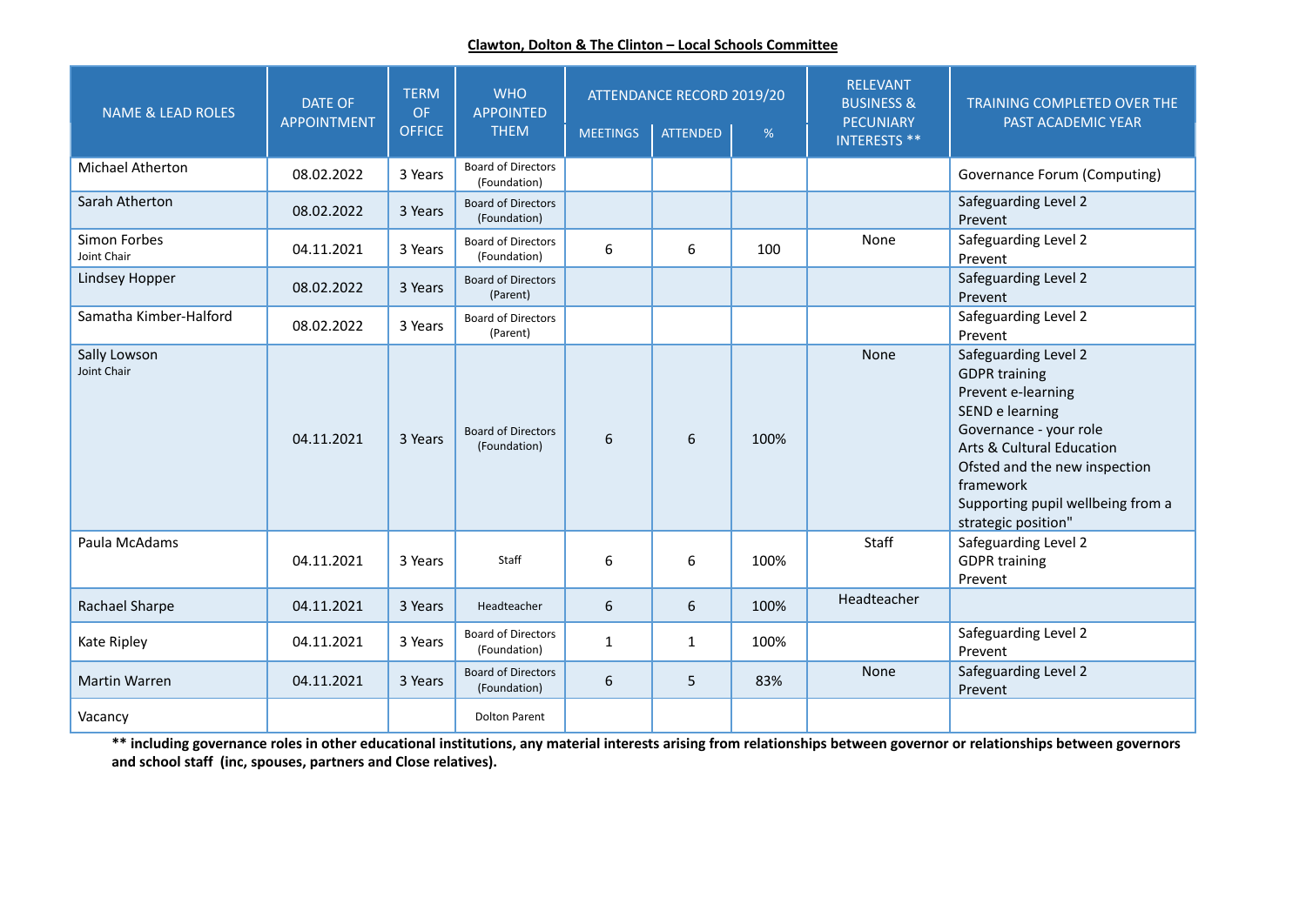**Clawton, Dolton & The Clinton – Local Schools Committee**

| NAME & LEAD ROLES | DATE OF APPOINTMENT | TERM OF OFFICE | WHO APPOINTED THEM | ATTENDANCE RECORD 2019/20 | | | RELEVANT BUSINESS & PECUNIARY INTERESTS ** | TRAINING COMPLETED OVER THE PAST ACADEMIC YEAR |
|---|---|---|---|---|---|---|---|---|
| | | | | MEETINGS | ATTENDED | % | | |
| Michael Atherton | 08.02.2022 | 3 Years | Board of Directors (Foundation) | | | | | Governance Forum (Computing) |
| Sarah Atherton | 08.02.2022 | 3 Years | Board of Directors (Foundation) | | | | | Safeguarding Level 2<br>Prevent |
| Simon Forbes<br>Joint Chair | 04.11.2021 | 3 Years | Board of Directors (Foundation) | 6 | 6 | 100 | None | Safeguarding Level 2<br>Prevent |
| Lindsey Hopper | 08.02.2022 | 3 Years | Board of Directors (Parent) | | | | | Safeguarding Level 2<br>Prevent |
| Samatha Kimber-Halford | 08.02.2022 | 3 Years | Board of Directors (Parent) | | | | | Safeguarding Level 2<br>Prevent |
| Sally Lowson<br>Joint Chair | 04.11.2021 | 3 Years | Board of Directors (Foundation) | 6 | 6 | 100% | None | Safeguarding Level 2<br>GDPR training<br>Prevent e-learning<br>SEND e learning<br>Governance - your role<br>Arts & Cultural Education<br>Ofsted and the new inspection framework<br>Supporting pupil wellbeing from a strategic position" |
| Paula McAdams | 04.11.2021 | 3 Years | Staff | 6 | 6 | 100% | Staff | Safeguarding Level 2<br>GDPR training<br>Prevent |
| Rachael Sharpe | 04.11.2021 | 3 Years | Headteacher | 6 | 6 | 100% | Headteacher | |
| Kate Ripley | 04.11.2021 | 3 Years | Board of Directors (Foundation) | 1 | 1 | 100% | | Safeguarding Level 2<br>Prevent |
| Martin Warren | 04.11.2021 | 3 Years | Board of Directors (Foundation) | 6 | 5 | 83% | None | Safeguarding Level 2<br>Prevent |
| Vacancy | | | Dolton Parent | | | | | |

**\*\* including governance roles in other educational institutions, any material interests arising from relationships between governor or relationships between governors and school staff (inc, spouses, partners and Close relatives).**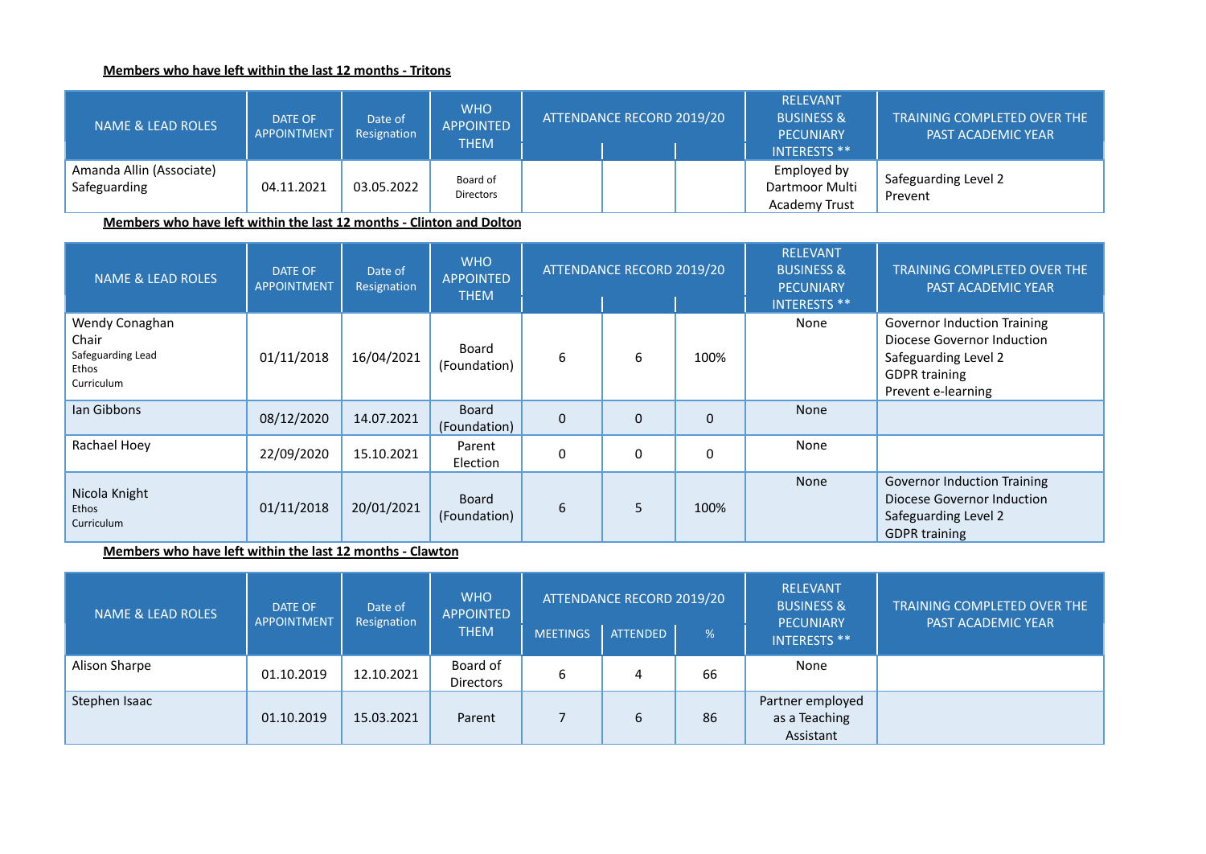**Members who have left within the last 12 months - Tritons**

| NAME & LEAD ROLES | DATE OF APPOINTMENT | Date of Resignation | WHO APPOINTED THEM | ATTENDANCE RECORD 2019/20 | | | RELEVANT BUSINESS & PECUNIARY INTERESTS ** | TRAINING COMPLETED OVER THE PAST ACADEMIC YEAR |
|---|---|---|---|---|---|---|---|---|
| Amanda Allin (Associate)<br>Safeguarding | 04.11.2021 | 03.05.2022 | Board of Directors | | | | Employed by Dartmoor Multi Academy Trust | Safeguarding Level 2<br>Prevent |

**Members who have left within the last 12 months - Clinton and Dolton**

| NAME & LEAD ROLES | DATE OF APPOINTMENT | Date of Resignation | WHO APPOINTED THEM | ATTENDANCE RECORD 2019/20 | | | RELEVANT BUSINESS & PECUNIARY INTERESTS ** | TRAINING COMPLETED OVER THE PAST ACADEMIC YEAR |
|---|---|---|---|---|---|---|---|---|
| Wendy Conaghan<br>Chair<br>Safeguarding Lead<br>Ethos<br>Curriculum | 01/11/2018 | 16/04/2021 | Board (Foundation) | 6 | 6 | 100% | None | Governor Induction Training<br>Diocese Governor Induction<br>Safeguarding Level 2<br>GDPR training<br>Prevent e-learning |
| Ian Gibbons | 08/12/2020 | 14.07.2021 | Board (Foundation) | 0 | 0 | 0 | None | |
| Rachael Hoey | 22/09/2020 | 15.10.2021 | Parent Election | 0 | 0 | 0 | None | |
| Nicola Knight<br>Ethos<br>Curriculum | 01/11/2018 | 20/01/2021 | Board (Foundation) | 6 | 5 | 100% | None | Governor Induction Training<br>Diocese Governor Induction<br>Safeguarding Level 2<br>GDPR training |

**Members who have left within the last 12 months - Clawton**

| NAME & LEAD ROLES | DATE OF APPOINTMENT | Date of Resignation | WHO APPOINTED THEM | ATTENDANCE RECORD 2019/20 | | | RELEVANT BUSINESS & PECUNIARY INTERESTS ** | TRAINING COMPLETED OVER THE PAST ACADEMIC YEAR |
|---|---|---|---|---|---|---|---|---|
| | | | | MEETINGS | ATTENDED | % | | |
| Alison Sharpe | 01.10.2019 | 12.10.2021 | Board of Directors | 6 | 4 | 66 | None | |
| Stephen Isaac | 01.10.2019 | 15.03.2021 | Parent | 7 | 6 | 86 | Partner employed as a Teaching Assistant | |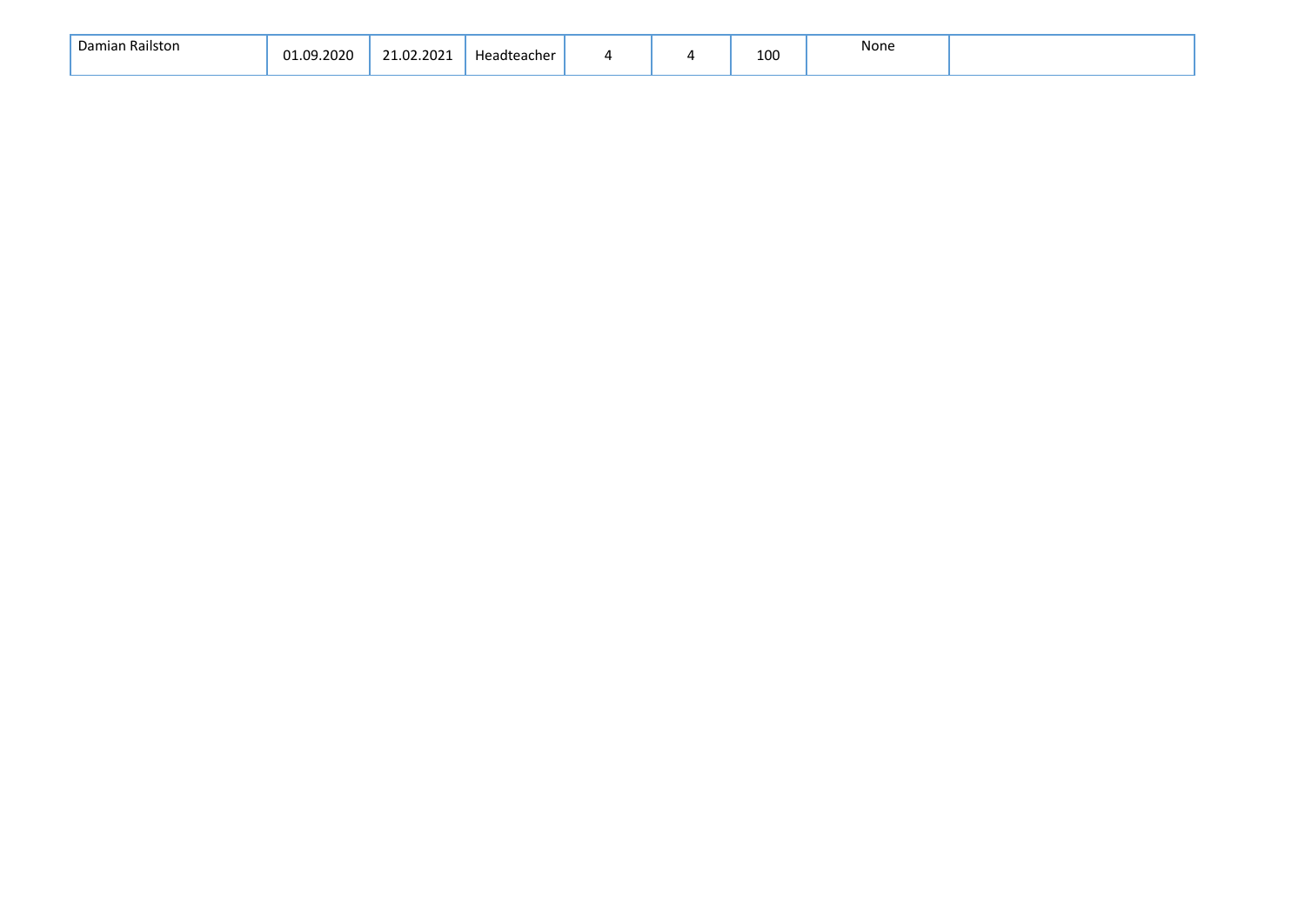| | | | | | | | | |
|---|---|---|---|---|---|---|---|---|
| Damian Railston | 01.09.2020 | 21.02.2021 | Headteacher | 4 | 4 | 100 | None | |